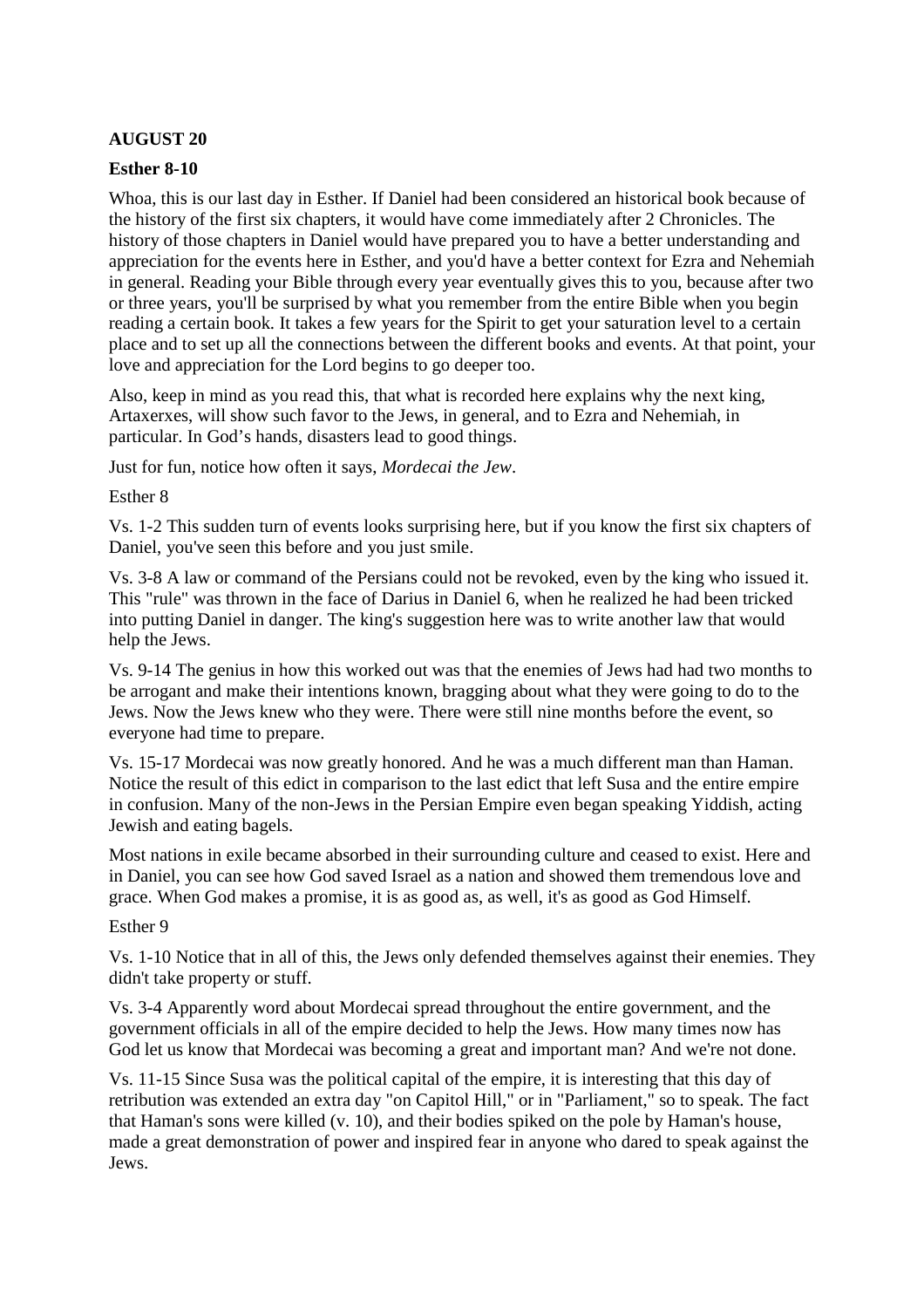**AUGUST 20**

**Esther 8-10**

Whoa, this is our last day in Esther. If Daniel had been considered an historical book because of the history of the first six chapters, it would have come immediately after 2 Chronicles. The history of those chapters in Daniel would have prepared you to have a better understanding and appreciation for the events here in Esther, and you'd have a better context for Ezra and Nehemiah in general. Reading your Bible through every year eventually gives this to you, because after two or three years, you'll be surprised by what you remember from the entire Bible when you begin reading a certain book. It takes a few years for the Spirit to get your saturation level to a certain place and to set up all the connections between the different books and events. At that point, your love and appreciation for the Lord begins to go deeper too.

Also, keep in mind as you read this, that what is recorded here explains why the next king, Artaxerxes, will show such favor to the Jews, in general, and to Ezra and Nehemiah, in particular. In God's hands, disasters lead to good things.

Just for fun, notice how often it says, *Mordecai the Jew*.

Esther 8

Vs. 1-2 This sudden turn of events looks surprising here, but if you know the first six chapters of Daniel, you've seen this before and you just smile.

Vs. 3-8 A law or command of the Persians could not be revoked, even by the king who issued it. This "rule" was thrown in the face of Darius in Daniel 6, when he realized he had been tricked into putting Daniel in danger. The king's suggestion here was to write another law that would help the Jews.

Vs. 9-14 The genius in how this worked out was that the enemies of Jews had had two months to be arrogant and make their intentions known, bragging about what they were going to do to the Jews. Now the Jews knew who they were. There were still nine months before the event, so everyone had time to prepare.

Vs. 15-17 Mordecai was now greatly honored. And he was a much different man than Haman. Notice the result of this edict in comparison to the last edict that left Susa and the entire empire in confusion. Many of the non-Jews in the Persian Empire even began speaking Yiddish, acting Jewish and eating bagels.

Most nations in exile became absorbed in their surrounding culture and ceased to exist. Here and in Daniel, you can see how God saved Israel as a nation and showed them tremendous love and grace. When God makes a promise, it is as good as, as well, it's as good as God Himself.

Esther 9

Vs. 1-10 Notice that in all of this, the Jews only defended themselves against their enemies. They didn't take property or stuff.

Vs. 3-4 Apparently word about Mordecai spread throughout the entire government, and the government officials in all of the empire decided to help the Jews. How many times now has God let us know that Mordecai was becoming a great and important man? And we're not done.

Vs. 11-15 Since Susa was the political capital of the empire, it is interesting that this day of retribution was extended an extra day "on Capitol Hill," or in "Parliament," so to speak. The fact that Haman's sons were killed (v. 10), and their bodies spiked on the pole by Haman's house, made a great demonstration of power and inspired fear in anyone who dared to speak against the Jews.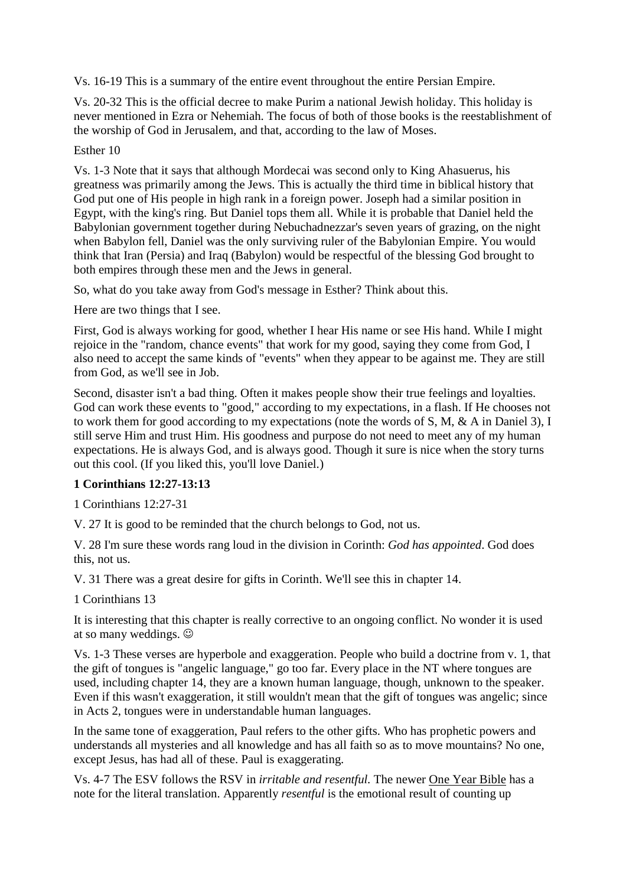Vs. 16-19 This is a summary of the entire event throughout the entire Persian Empire.

Vs. 20-32 This is the official decree to make Purim a national Jewish holiday. This holiday is never mentioned in Ezra or Nehemiah. The focus of both of those books is the reestablishment of the worship of God in Jerusalem, and that, according to the law of Moses.

Esther 10

Vs. 1-3 Note that it says that although Mordecai was second only to King Ahasuerus, his greatness was primarily among the Jews. This is actually the third time in biblical history that God put one of His people in high rank in a foreign power. Joseph had a similar position in Egypt, with the king's ring. But Daniel tops them all. While it is probable that Daniel held the Babylonian government together during Nebuchadnezzar's seven years of grazing, on the night when Babylon fell, Daniel was the only surviving ruler of the Babylonian Empire. You would think that Iran (Persia) and Iraq (Babylon) would be respectful of the blessing God brought to both empires through these men and the Jews in general.

So, what do you take away from God's message in Esther? Think about this.

Here are two things that I see.

First, God is always working for good, whether I hear His name or see His hand. While I might rejoice in the "random, chance events" that work for my good, saying they come from God, I also need to accept the same kinds of "events" when they appear to be against me. They are still from God, as we'll see in Job.

Second, disaster isn't a bad thing. Often it makes people show their true feelings and loyalties. God can work these events to "good," according to my expectations, in a flash. If He chooses not to work them for good according to my expectations (note the words of S, M, & A in Daniel 3), I still serve Him and trust Him. His goodness and purpose do not need to meet any of my human expectations. He is always God, and is always good. Though it sure is nice when the story turns out this cool. (If you liked this, you'll love Daniel.)

**1 Corinthians 12:27-13:13**

1 Corinthians 12:27-31

V. 27 It is good to be reminded that the church belongs to God, not us.

V. 28 I'm sure these words rang loud in the division in Corinth: *God has appointed*. God does this, not us.

V. 31 There was a great desire for gifts in Corinth. We'll see this in chapter 14.

1 Corinthians 13

It is interesting that this chapter is really corrective to an ongoing conflict. No wonder it is used at so many weddings. ☺

Vs. 1-3 These verses are hyperbole and exaggeration. People who build a doctrine from v. 1, that the gift of tongues is "angelic language," go too far. Every place in the NT where tongues are used, including chapter 14, they are a known human language, though, unknown to the speaker. Even if this wasn't exaggeration, it still wouldn't mean that the gift of tongues was angelic; since in Acts 2, tongues were in understandable human languages.

In the same tone of exaggeration, Paul refers to the other gifts. Who has prophetic powers and understands all mysteries and all knowledge and has all faith so as to move mountains? No one, except Jesus, has had all of these. Paul is exaggerating.

Vs. 4-7 The ESV follows the RSV in *irritable and resentful*. The newer One Year Bible has a note for the literal translation. Apparently *resentful* is the emotional result of counting up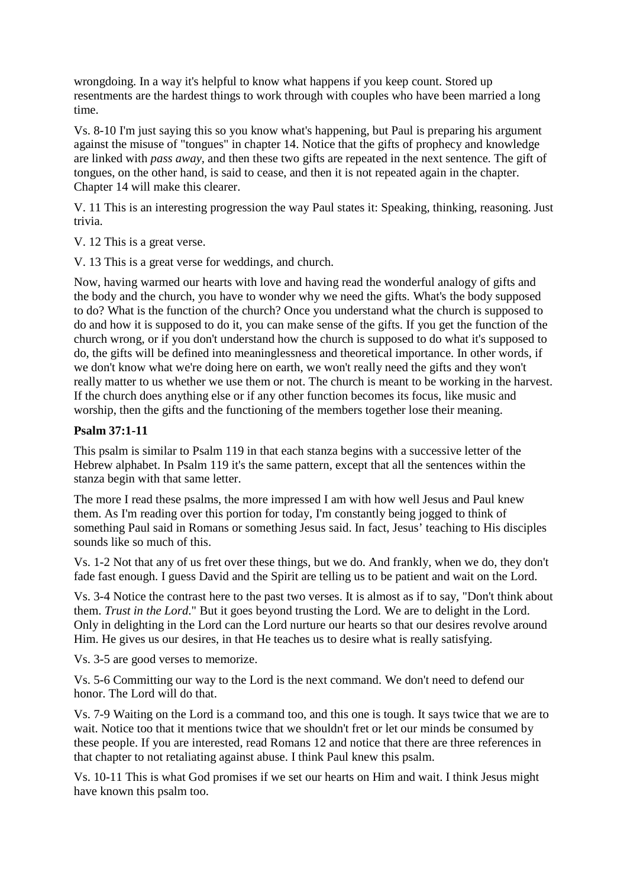wrongdoing. In a way it's helpful to know what happens if you keep count. Stored up resentments are the hardest things to work through with couples who have been married a long time.

Vs. 8-10 I'm just saying this so you know what's happening, but Paul is preparing his argument against the misuse of "tongues" in chapter 14. Notice that the gifts of prophecy and knowledge are linked with *pass away*, and then these two gifts are repeated in the next sentence. The gift of tongues, on the other hand, is said to cease, and then it is not repeated again in the chapter. Chapter 14 will make this clearer.

V. 11 This is an interesting progression the way Paul states it: Speaking, thinking, reasoning. Just trivia.

V. 12 This is a great verse.

V. 13 This is a great verse for weddings, and church.

Now, having warmed our hearts with love and having read the wonderful analogy of gifts and the body and the church, you have to wonder why we need the gifts. What's the body supposed to do? What is the function of the church? Once you understand what the church is supposed to do and how it is supposed to do it, you can make sense of the gifts. If you get the function of the church wrong, or if you don't understand how the church is supposed to do what it's supposed to do, the gifts will be defined into meaninglessness and theoretical importance. In other words, if we don't know what we're doing here on earth, we won't really need the gifts and they won't really matter to us whether we use them or not. The church is meant to be working in the harvest. If the church does anything else or if any other function becomes its focus, like music and worship, then the gifts and the functioning of the members together lose their meaning.

**Psalm 37:1-11**

This psalm is similar to Psalm 119 in that each stanza begins with a successive letter of the Hebrew alphabet. In Psalm 119 it's the same pattern, except that all the sentences within the stanza begin with that same letter.

The more I read these psalms, the more impressed I am with how well Jesus and Paul knew them. As I'm reading over this portion for today, I'm constantly being jogged to think of something Paul said in Romans or something Jesus said. In fact, Jesus' teaching to His disciples sounds like so much of this.

Vs. 1-2 Not that any of us fret over these things, but we do. And frankly, when we do, they don't fade fast enough. I guess David and the Spirit are telling us to be patient and wait on the Lord.

Vs. 3-4 Notice the contrast here to the past two verses. It is almost as if to say, "Don't think about them. *Trust in the Lord*." But it goes beyond trusting the Lord. We are to delight in the Lord. Only in delighting in the Lord can the Lord nurture our hearts so that our desires revolve around Him. He gives us our desires, in that He teaches us to desire what is really satisfying.

Vs. 3-5 are good verses to memorize.

Vs. 5-6 Committing our way to the Lord is the next command. We don't need to defend our honor. The Lord will do that.

Vs. 7-9 Waiting on the Lord is a command too, and this one is tough. It says twice that we are to wait. Notice too that it mentions twice that we shouldn't fret or let our minds be consumed by these people. If you are interested, read Romans 12 and notice that there are three references in that chapter to not retaliating against abuse. I think Paul knew this psalm.

Vs. 10-11 This is what God promises if we set our hearts on Him and wait. I think Jesus might have known this psalm too.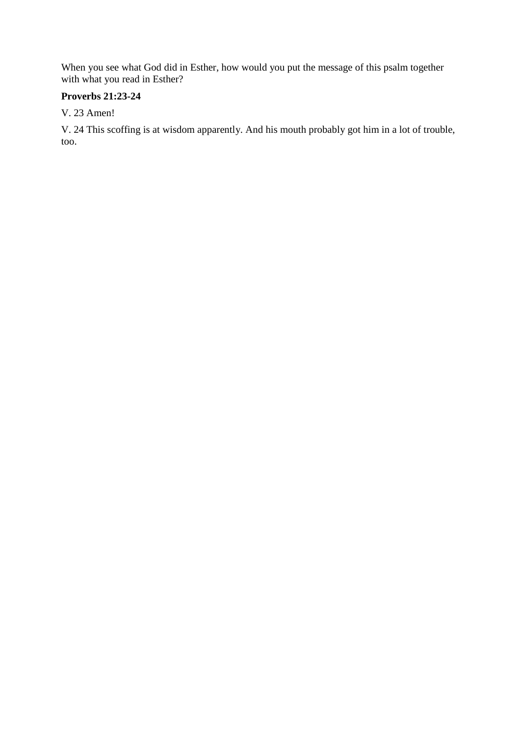When you see what God did in Esther, how would you put the message of this psalm together with what you read in Esther?

**Proverbs 21:23-24**

V. 23 Amen!

V. 24 This scoffing is at wisdom apparently. And his mouth probably got him in a lot of trouble, too.